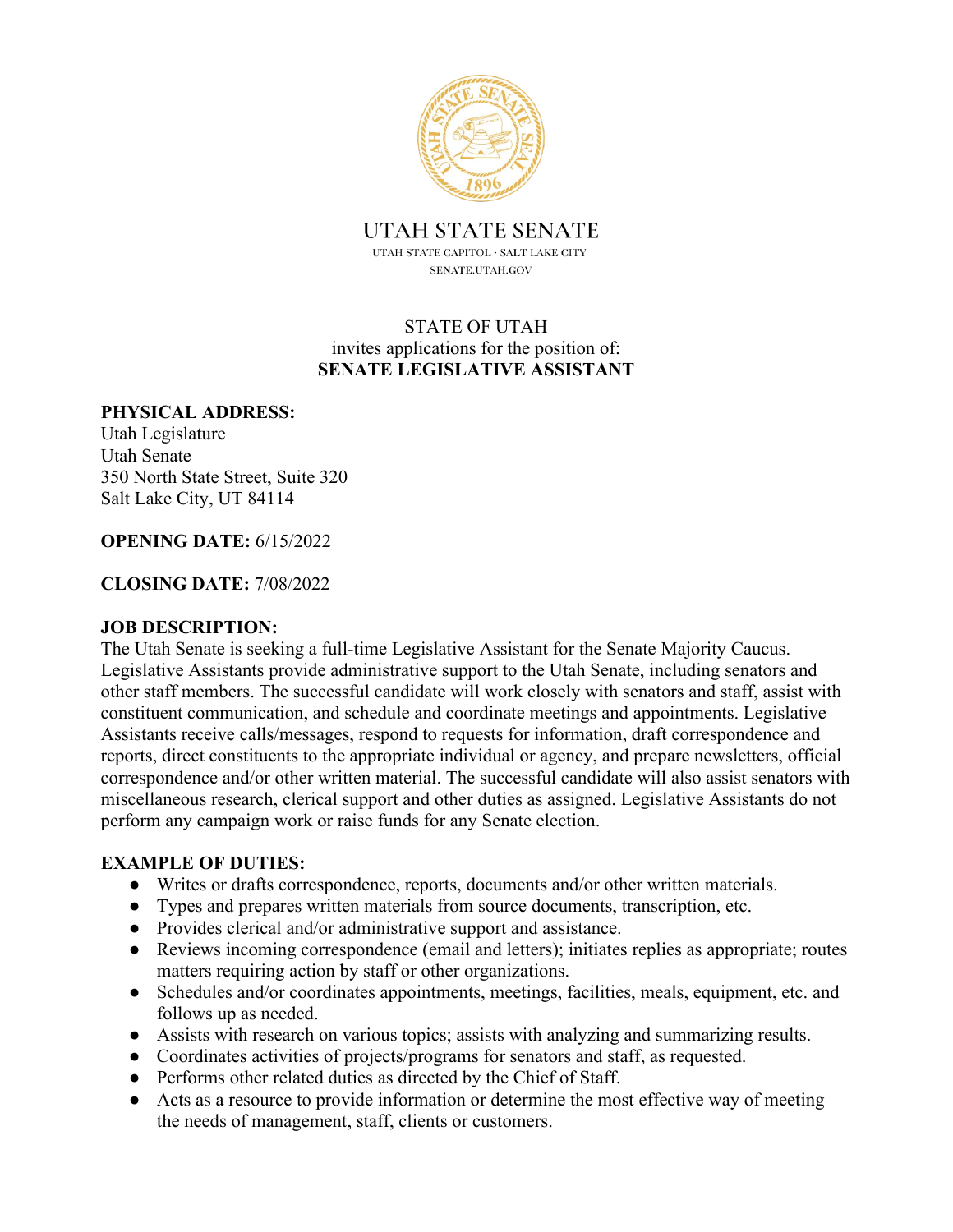# UTAH STATE SENATE

UTAH STATE CAPITOL · SALT LAKE CITY
SENATE.UTAH.GOV

STATE OF UTAH
invites applications for the position of:
**SENATE LEGISLATIVE ASSISTANT**

**PHYSICAL ADDRESS:**
Utah Legislature
Utah Senate
350 North State Street, Suite 320
Salt Lake City, UT 84114

**OPENING DATE:** 6/15/2022

**CLOSING DATE:** 7/08/2022

**JOB DESCRIPTION:**
The Utah Senate is seeking a full-time Legislative Assistant for the Senate Majority Caucus. Legislative Assistants provide administrative support to the Utah Senate, including senators and other staff members. The successful candidate will work closely with senators and staff, assist with constituent communication, and schedule and coordinate meetings and appointments. Legislative Assistants receive calls/messages, respond to requests for information, draft correspondence and reports, direct constituents to the appropriate individual or agency, and prepare newsletters, official correspondence and/or other written material. The successful candidate will also assist senators with miscellaneous research, clerical support and other duties as assigned. Legislative Assistants do not perform any campaign work or raise funds for any Senate election.

**EXAMPLE OF DUTIES:**

- Writes or drafts correspondence, reports, documents and/or other written materials.
- Types and prepares written materials from source documents, transcription, etc.
- Provides clerical and/or administrative support and assistance.
- Reviews incoming correspondence (email and letters); initiates replies as appropriate; routes matters requiring action by staff or other organizations.
- Schedules and/or coordinates appointments, meetings, facilities, meals, equipment, etc. and follows up as needed.
- Assists with research on various topics; assists with analyzing and summarizing results.
- Coordinates activities of projects/programs for senators and staff, as requested.
- Performs other related duties as directed by the Chief of Staff.
- Acts as a resource to provide information or determine the most effective way of meeting the needs of management, staff, clients or customers.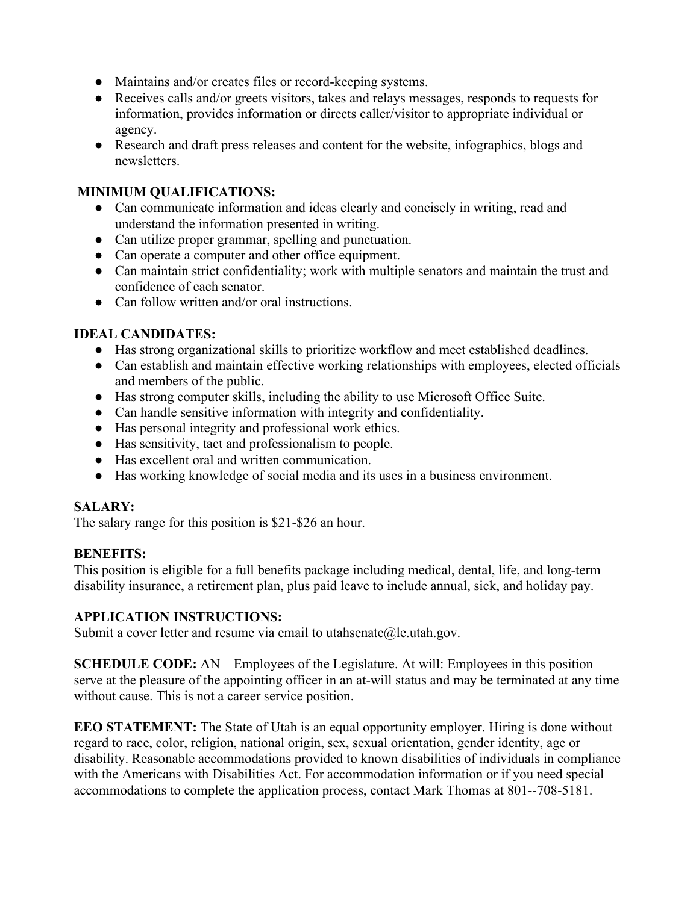- Maintains and/or creates files or record-keeping systems.
- Receives calls and/or greets visitors, takes and relays messages, responds to requests for information, provides information or directs caller/visitor to appropriate individual or agency.
- Research and draft press releases and content for the website, infographics, blogs and newsletters.

**MINIMUM QUALIFICATIONS:**

- Can communicate information and ideas clearly and concisely in writing, read and understand the information presented in writing.
- Can utilize proper grammar, spelling and punctuation.
- Can operate a computer and other office equipment.
- Can maintain strict confidentiality; work with multiple senators and maintain the trust and confidence of each senator.
- Can follow written and/or oral instructions.

**IDEAL CANDIDATES:**

- Has strong organizational skills to prioritize workflow and meet established deadlines.
- Can establish and maintain effective working relationships with employees, elected officials and members of the public.
- Has strong computer skills, including the ability to use Microsoft Office Suite.
- Can handle sensitive information with integrity and confidentiality.
- Has personal integrity and professional work ethics.
- Has sensitivity, tact and professionalism to people.
- Has excellent oral and written communication.
- Has working knowledge of social media and its uses in a business environment.

**SALARY:**

The salary range for this position is $21-$26 an hour.

**BENEFITS:**

This position is eligible for a full benefits package including medical, dental, life, and long-term disability insurance, a retirement plan, plus paid leave to include annual, sick, and holiday pay.

**APPLICATION INSTRUCTIONS:**

Submit a cover letter and resume via email to utahsenate@le.utah.gov.

**SCHEDULE CODE:** AN – Employees of the Legislature. At will: Employees in this position serve at the pleasure of the appointing officer in an at-will status and may be terminated at any time without cause. This is not a career service position.

**EEO STATEMENT:** The State of Utah is an equal opportunity employer. Hiring is done without regard to race, color, religion, national origin, sex, sexual orientation, gender identity, age or disability. Reasonable accommodations provided to known disabilities of individuals in compliance with the Americans with Disabilities Act. For accommodation information or if you need special accommodations to complete the application process, contact Mark Thomas at 801--708-5181.